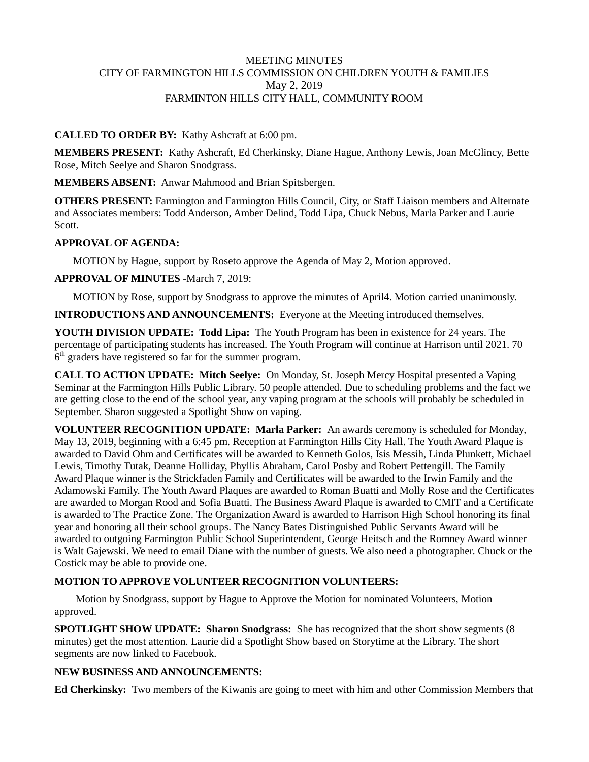MEETING MINUTES
CITY OF FARMINGTON HILLS COMMISSION ON CHILDREN YOUTH & FAMILIES
May 2, 2019
FARMINTON HILLS CITY HALL, COMMUNITY ROOM

**CALLED TO ORDER BY:** Kathy Ashcraft at 6:00 pm.

**MEMBERS PRESENT:** Kathy Ashcraft, Ed Cherkinsky, Diane Hague, Anthony Lewis, Joan McGlincy, Bette Rose, Mitch Seelye and Sharon Snodgrass.

**MEMBERS ABSENT:** Anwar Mahmood and Brian Spitsbergen.

**OTHERS PRESENT:** Farmington and Farmington Hills Council, City, or Staff Liaison members and Alternate and Associates members: Todd Anderson, Amber Delind, Todd Lipa, Chuck Nebus, Marla Parker and Laurie Scott.

**APPROVAL OF AGENDA:**

MOTION by Hague, support by Roseto approve the Agenda of May 2, Motion approved.

**APPROVAL OF MINUTES** -March 7, 2019:

MOTION by Rose, support by Snodgrass to approve the minutes of April4. Motion carried unanimously.

**INTRODUCTIONS AND ANNOUNCEMENTS:** Everyone at the Meeting introduced themselves.

**YOUTH DIVISION UPDATE: Todd Lipa:** The Youth Program has been in existence for 24 years. The percentage of participating students has increased. The Youth Program will continue at Harrison until 2021. 70 6th graders have registered so far for the summer program.

**CALL TO ACTION UPDATE: Mitch Seelye:** On Monday, St. Joseph Mercy Hospital presented a Vaping Seminar at the Farmington Hills Public Library. 50 people attended. Due to scheduling problems and the fact we are getting close to the end of the school year, any vaping program at the schools will probably be scheduled in September. Sharon suggested a Spotlight Show on vaping.

**VOLUNTEER RECOGNITION UPDATE: Marla Parker:** An awards ceremony is scheduled for Monday, May 13, 2019, beginning with a 6:45 pm. Reception at Farmington Hills City Hall. The Youth Award Plaque is awarded to David Ohm and Certificates will be awarded to Kenneth Golos, Isis Messih, Linda Plunkett, Michael Lewis, Timothy Tutak, Deanne Holliday, Phyllis Abraham, Carol Posby and Robert Pettengill. The Family Award Plaque winner is the Strickfaden Family and Certificates will be awarded to the Irwin Family and the Adamowski Family. The Youth Award Plaques are awarded to Roman Buatti and Molly Rose and the Certificates are awarded to Morgan Rood and Sofia Buatti. The Business Award Plaque is awarded to CMIT and a Certificate is awarded to The Practice Zone. The Organization Award is awarded to Harrison High School honoring its final year and honoring all their school groups. The Nancy Bates Distinguished Public Servants Award will be awarded to outgoing Farmington Public School Superintendent, George Heitsch and the Romney Award winner is Walt Gajewski. We need to email Diane with the number of guests. We also need a photographer. Chuck or the Costick may be able to provide one.

**MOTION TO APPROVE VOLUNTEER RECOGNITION VOLUNTEERS:**

Motion by Snodgrass, support by Hague to Approve the Motion for nominated Volunteers, Motion approved.

**SPOTLIGHT SHOW UPDATE: Sharon Snodgrass:** She has recognized that the short show segments (8 minutes) get the most attention. Laurie did a Spotlight Show based on Storytime at the Library. The short segments are now linked to Facebook.

**NEW BUSINESS AND ANNOUNCEMENTS:**

**Ed Cherkinsky:** Two members of the Kiwanis are going to meet with him and other Commission Members that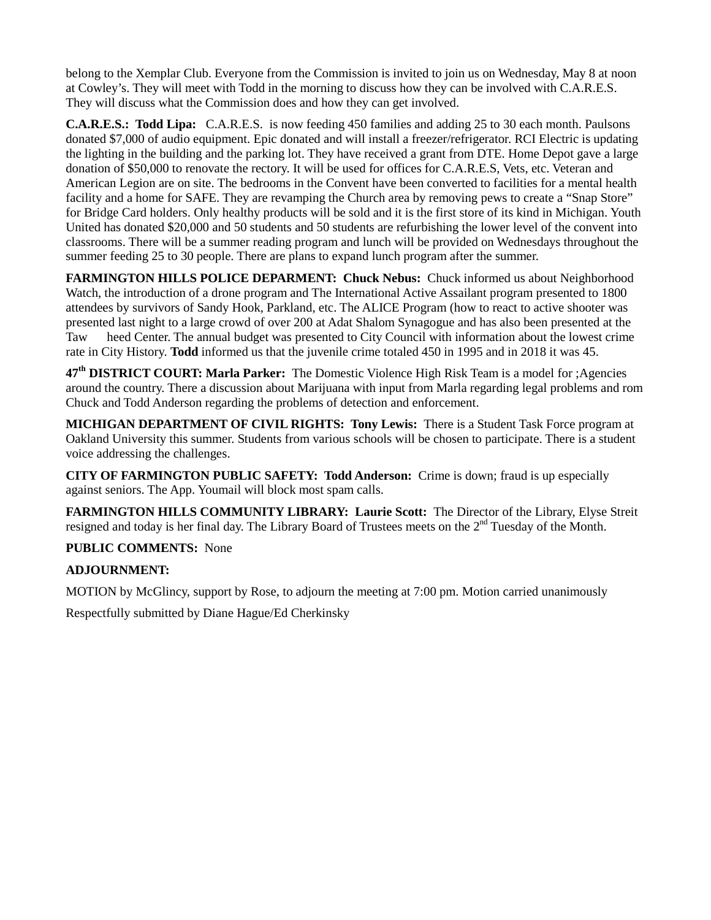belong to the Xemplar Club. Everyone from the Commission is invited to join us on Wednesday, May 8 at noon at Cowley's. They will meet with Todd in the morning to discuss how they can be involved with C.A.R.E.S. They will discuss what the Commission does and how they can get involved.

**C.A.R.E.S.: Todd Lipa:** C.A.R.E.S. is now feeding 450 families and adding 25 to 30 each month. Paulsons donated $7,000 of audio equipment. Epic donated and will install a freezer/refrigerator. RCI Electric is updating the lighting in the building and the parking lot. They have received a grant from DTE. Home Depot gave a large donation of $50,000 to renovate the rectory. It will be used for offices for C.A.R.E.S, Vets, etc. Veteran and American Legion are on site. The bedrooms in the Convent have been converted to facilities for a mental health facility and a home for SAFE. They are revamping the Church area by removing pews to create a "Snap Store" for Bridge Card holders. Only healthy products will be sold and it is the first store of its kind in Michigan. Youth United has donated $20,000 and 50 students and 50 students are refurbishing the lower level of the convent into classrooms. There will be a summer reading program and lunch will be provided on Wednesdays throughout the summer feeding 25 to 30 people. There are plans to expand lunch program after the summer.

**FARMINGTON HILLS POLICE DEPARMENT: Chuck Nebus:** Chuck informed us about Neighborhood Watch, the introduction of a drone program and The International Active Assailant program presented to 1800 attendees by survivors of Sandy Hook, Parkland, etc. The ALICE Program (how to react to active shooter was presented last night to a large crowd of over 200 at Adat Shalom Synagogue and has also been presented at the Taw heed Center. The annual budget was presented to City Council with information about the lowest crime rate in City History. **Todd** informed us that the juvenile crime totaled 450 in 1995 and in 2018 it was 45.

**47th DISTRICT COURT: Marla Parker:** The Domestic Violence High Risk Team is a model for ;Agencies around the country. There a discussion about Marijuana with input from Marla regarding legal problems and rom Chuck and Todd Anderson regarding the problems of detection and enforcement.

**MICHIGAN DEPARTMENT OF CIVIL RIGHTS: Tony Lewis:** There is a Student Task Force program at Oakland University this summer. Students from various schools will be chosen to participate. There is a student voice addressing the challenges.

**CITY OF FARMINGTON PUBLIC SAFETY: Todd Anderson:** Crime is down; fraud is up especially against seniors. The App. Youmail will block most spam calls.

**FARMINGTON HILLS COMMUNITY LIBRARY: Laurie Scott:** The Director of the Library, Elyse Streit resigned and today is her final day. The Library Board of Trustees meets on the 2nd Tuesday of the Month.

**PUBLIC COMMENTS:** None

**ADJOURNMENT:**

MOTION by McGlincy, support by Rose, to adjourn the meeting at 7:00 pm. Motion carried unanimously

Respectfully submitted by Diane Hague/Ed Cherkinsky